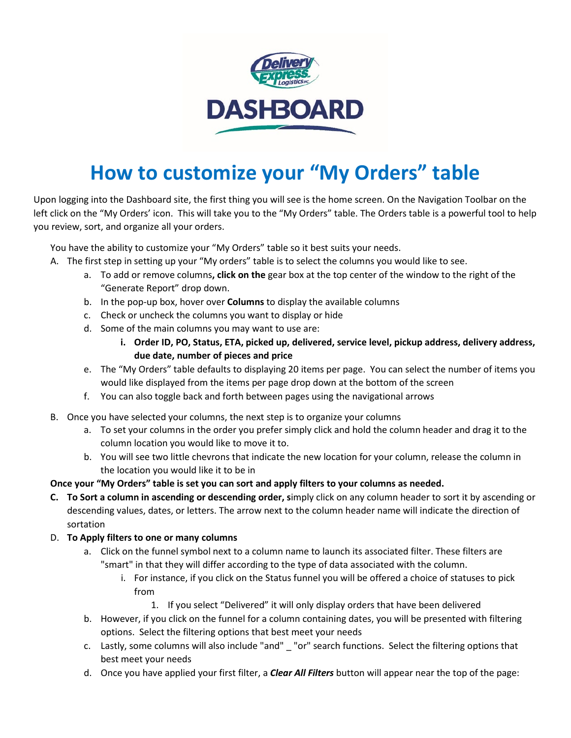# How to customize your "My Orders" table

Upon logging into the Dashboard site, the first thing you will see is the home screen. On the Navigation Toolbar on the left click on the "My Orders' icon. This will take you to the "My Orders" table. The Orders table is a powerful tool to help you review, sort, and organize all your orders.

You have the ability to customize your "My Orders" table so it best suits your needs.

A. The first step in setting up your "My orders" table is to select the columns you would like to see.
   a. To add or remove columns**, click on the** gear box at the top center of the window to the right of the "Generate Report" drop down.
   b. In the pop-up box, hover over **Columns** to display the available columns
   c. Check or uncheck the columns you want to display or hide
   d. Some of the main columns you may want to use are:
      i. **Order ID, PO, Status, ETA, picked up, delivered, service level, pickup address, delivery address, due date, number of pieces and price**
   e. The "My Orders" table defaults to displaying 20 items per page. You can select the number of items you would like displayed from the items per page drop down at the bottom of the screen
   f. You can also toggle back and forth between pages using the navigational arrows

B. Once you have selected your columns, the next step is to organize your columns
   a. To set your columns in the order you prefer simply click and hold the column header and drag it to the column location you would like to move it to.
   b. You will see two little chevrons that indicate the new location for your column, release the column in the location you would like it to be in

**Once your "My Orders" table is set you can sort and apply filters to your columns as needed.**

**C. To Sort a column in ascending or descending order, s**imply click on any column header to sort it by ascending or descending values, dates, or letters. The arrow next to the column header name will indicate the direction of sortation

D. **To Apply filters to one or many columns**
   a. Click on the funnel symbol next to a column name to launch its associated filter. These filters are "smart" in that they will differ according to the type of data associated with the column.
      i. For instance, if you click on the Status funnel you will be offered a choice of statuses to pick from
         1. If you select "Delivered" it will only display orders that have been delivered
   b. However, if you click on the funnel for a column containing dates, you will be presented with filtering options. Select the filtering options that best meet your needs
   c. Lastly, some columns will also include "and" _ "or" search functions. Select the filtering options that best meet your needs
   d. Once you have applied your first filter, a ***Clear All Filters*** button will appear near the top of the page: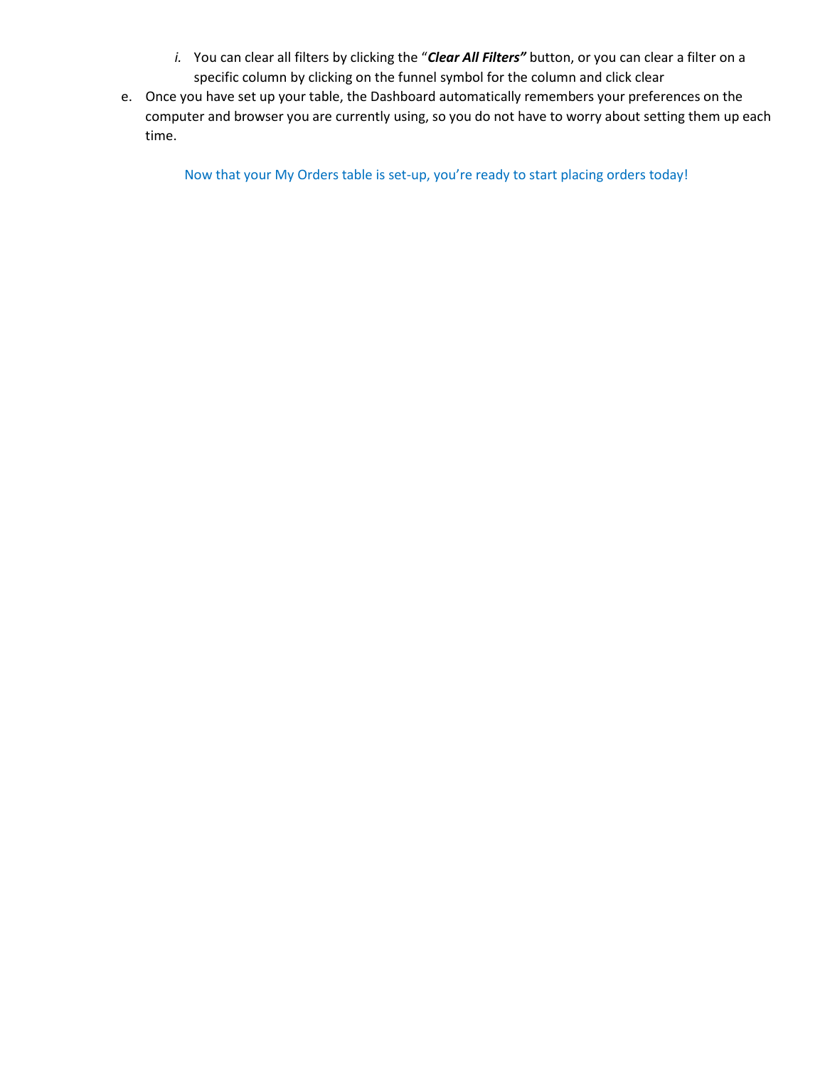i. You can clear all filters by clicking the "***Clear All Filters"*** button, or you can clear a filter on a specific column by clicking on the funnel symbol for the column and click clear

e. Once you have set up your table, the Dashboard automatically remembers your preferences on the computer and browser you are currently using, so you do not have to worry about setting them up each time.

Now that your My Orders table is set-up, you're ready to start placing orders today!